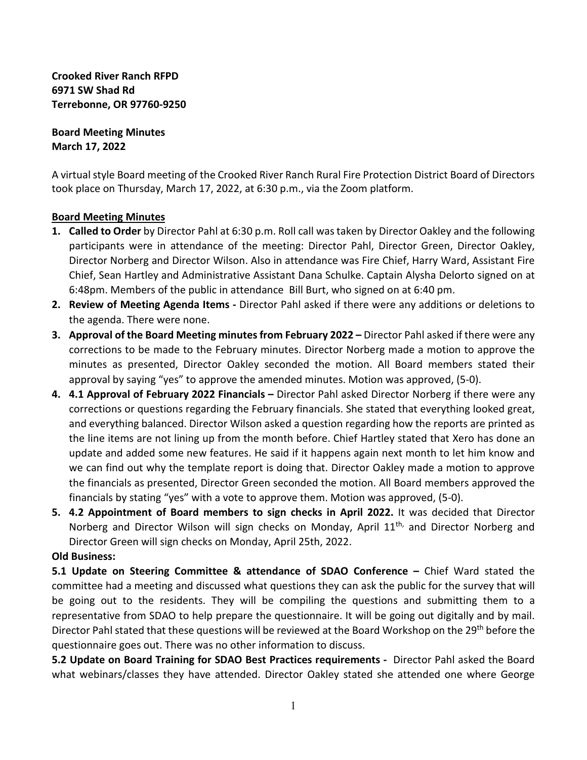**Crooked River Ranch RFPD**
**6971 SW Shad Rd**
**Terrebonne, OR 97760-9250**

**Board Meeting Minutes**
**March 17, 2022**

A virtual style Board meeting of the Crooked River Ranch Rural Fire Protection District Board of Directors took place on Thursday, March 17, 2022, at 6:30 p.m., via the Zoom platform.

**Board Meeting Minutes**

1. **Called to Order** by Director Pahl at 6:30 p.m. Roll call was taken by Director Oakley and the following participants were in attendance of the meeting: Director Pahl, Director Green, Director Oakley, Director Norberg and Director Wilson. Also in attendance was Fire Chief, Harry Ward, Assistant Fire Chief, Sean Hartley and Administrative Assistant Dana Schulke. Captain Alysha Delorto signed on at 6:48pm. Members of the public in attendance Bill Burt, who signed on at 6:40 pm.
2. **Review of Meeting Agenda Items -** Director Pahl asked if there were any additions or deletions to the agenda. There were none.
3. **Approval of the Board Meeting minutes from February 2022 –** Director Pahl asked if there were any corrections to be made to the February minutes. Director Norberg made a motion to approve the minutes as presented, Director Oakley seconded the motion. All Board members stated their approval by saying "yes" to approve the amended minutes. Motion was approved, (5-0).
4. **4.1 Approval of February 2022 Financials –** Director Pahl asked Director Norberg if there were any corrections or questions regarding the February financials. She stated that everything looked great, and everything balanced. Director Wilson asked a question regarding how the reports are printed as the line items are not lining up from the month before. Chief Hartley stated that Xero has done an update and added some new features. He said if it happens again next month to let him know and we can find out why the template report is doing that. Director Oakley made a motion to approve the financials as presented, Director Green seconded the motion. All Board members approved the financials by stating "yes" with a vote to approve them. Motion was approved, (5-0).
5. **4.2 Appointment of Board members to sign checks in April 2022.** It was decided that Director Norberg and Director Wilson will sign checks on Monday, April 11th, and Director Norberg and Director Green will sign checks on Monday, April 25th, 2022.

**Old Business:**

**5.1 Update on Steering Committee & attendance of SDAO Conference –** Chief Ward stated the committee had a meeting and discussed what questions they can ask the public for the survey that will be going out to the residents. They will be compiling the questions and submitting them to a representative from SDAO to help prepare the questionnaire. It will be going out digitally and by mail. Director Pahl stated that these questions will be reviewed at the Board Workshop on the 29th before the questionnaire goes out. There was no other information to discuss.

**5.2 Update on Board Training for SDAO Best Practices requirements -** Director Pahl asked the Board what webinars/classes they have attended. Director Oakley stated she attended one where George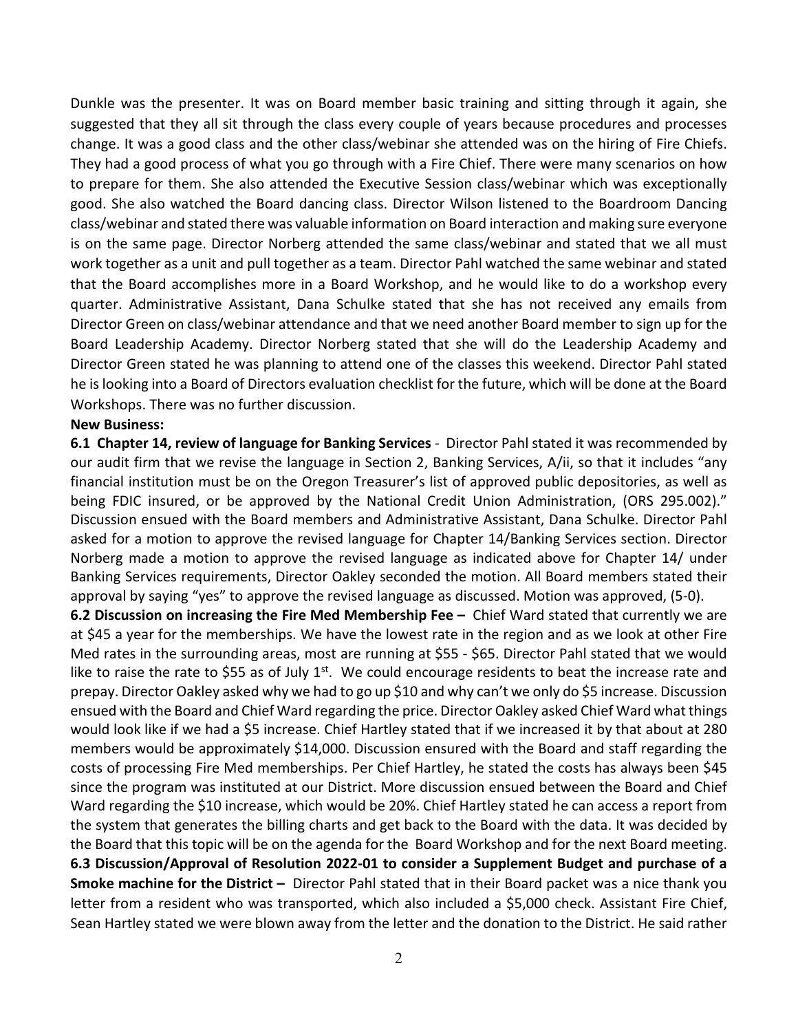Dunkle was the presenter. It was on Board member basic training and sitting through it again, she suggested that they all sit through the class every couple of years because procedures and processes change. It was a good class and the other class/webinar she attended was on the hiring of Fire Chiefs. They had a good process of what you go through with a Fire Chief. There were many scenarios on how to prepare for them. She also attended the Executive Session class/webinar which was exceptionally good. She also watched the Board dancing class. Director Wilson listened to the Boardroom Dancing class/webinar and stated there was valuable information on Board interaction and making sure everyone is on the same page. Director Norberg attended the same class/webinar and stated that we all must work together as a unit and pull together as a team. Director Pahl watched the same webinar and stated that the Board accomplishes more in a Board Workshop, and he would like to do a workshop every quarter. Administrative Assistant, Dana Schulke stated that she has not received any emails from Director Green on class/webinar attendance and that we need another Board member to sign up for the Board Leadership Academy. Director Norberg stated that she will do the Leadership Academy and Director Green stated he was planning to attend one of the classes this weekend. Director Pahl stated he is looking into a Board of Directors evaluation checklist for the future, which will be done at the Board Workshops. There was no further discussion.

**New Business:**

**6.1 Chapter 14, review of language for Banking Services** - Director Pahl stated it was recommended by our audit firm that we revise the language in Section 2, Banking Services, A/ii, so that it includes "any financial institution must be on the Oregon Treasurer's list of approved public depositories, as well as being FDIC insured, or be approved by the National Credit Union Administration, (ORS 295.002)." Discussion ensued with the Board members and Administrative Assistant, Dana Schulke. Director Pahl asked for a motion to approve the revised language for Chapter 14/Banking Services section. Director Norberg made a motion to approve the revised language as indicated above for Chapter 14/ under Banking Services requirements, Director Oakley seconded the motion. All Board members stated their approval by saying "yes" to approve the revised language as discussed. Motion was approved, (5-0).

**6.2 Discussion on increasing the Fire Med Membership Fee –** Chief Ward stated that currently we are at \$45 a year for the memberships. We have the lowest rate in the region and as we look at other Fire Med rates in the surrounding areas, most are running at \$55 - \$65. Director Pahl stated that we would like to raise the rate to \$55 as of July 1st. We could encourage residents to beat the increase rate and prepay. Director Oakley asked why we had to go up \$10 and why can't we only do \$5 increase. Discussion ensued with the Board and Chief Ward regarding the price. Director Oakley asked Chief Ward what things would look like if we had a \$5 increase. Chief Hartley stated that if we increased it by that about at 280 members would be approximately \$14,000. Discussion ensured with the Board and staff regarding the costs of processing Fire Med memberships. Per Chief Hartley, he stated the costs has always been \$45 since the program was instituted at our District. More discussion ensued between the Board and Chief Ward regarding the \$10 increase, which would be 20%. Chief Hartley stated he can access a report from the system that generates the billing charts and get back to the Board with the data. It was decided by the Board that this topic will be on the agenda for the Board Workshop and for the next Board meeting.

**6.3 Discussion/Approval of Resolution 2022-01 to consider a Supplement Budget and purchase of a Smoke machine for the District –** Director Pahl stated that in their Board packet was a nice thank you letter from a resident who was transported, which also included a \$5,000 check. Assistant Fire Chief, Sean Hartley stated we were blown away from the letter and the donation to the District. He said rather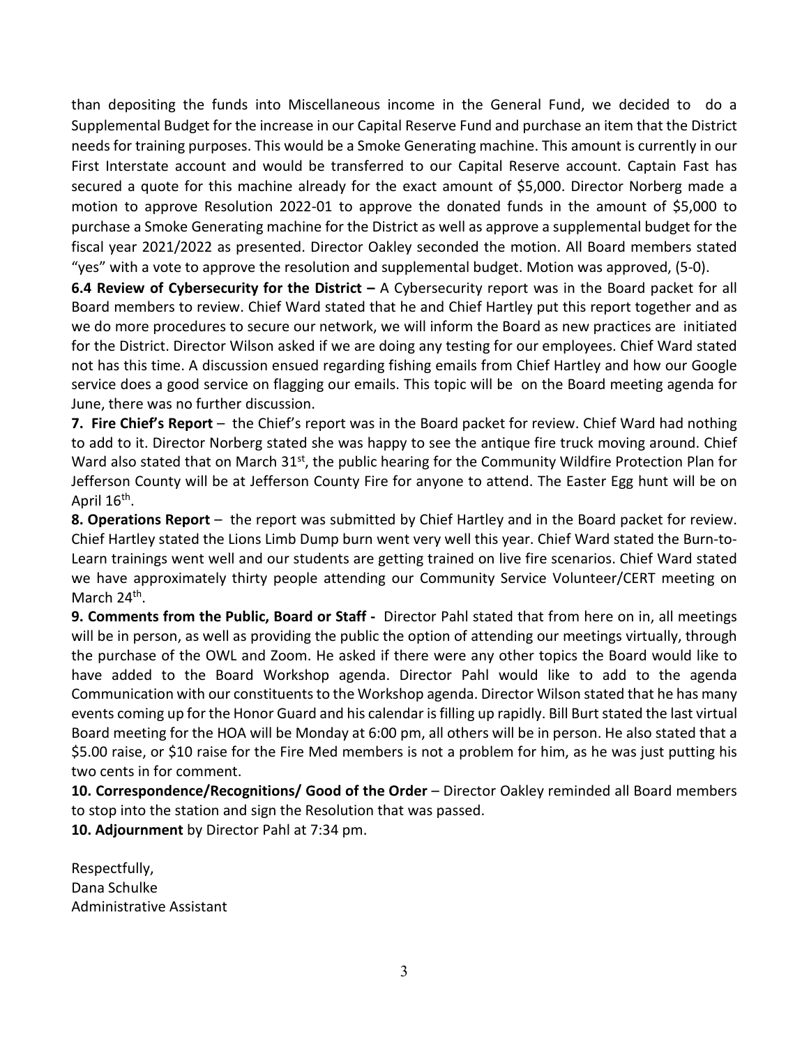than depositing the funds into Miscellaneous income in the General Fund, we decided to do a Supplemental Budget for the increase in our Capital Reserve Fund and purchase an item that the District needs for training purposes. This would be a Smoke Generating machine. This amount is currently in our First Interstate account and would be transferred to our Capital Reserve account. Captain Fast has secured a quote for this machine already for the exact amount of $5,000. Director Norberg made a motion to approve Resolution 2022-01 to approve the donated funds in the amount of $5,000 to purchase a Smoke Generating machine for the District as well as approve a supplemental budget for the fiscal year 2021/2022 as presented. Director Oakley seconded the motion. All Board members stated "yes" with a vote to approve the resolution and supplemental budget. Motion was approved, (5-0).

**6.4 Review of Cybersecurity for the District –** A Cybersecurity report was in the Board packet for all Board members to review. Chief Ward stated that he and Chief Hartley put this report together and as we do more procedures to secure our network, we will inform the Board as new practices are initiated for the District. Director Wilson asked if we are doing any testing for our employees. Chief Ward stated not has this time. A discussion ensued regarding fishing emails from Chief Hartley and how our Google service does a good service on flagging our emails. This topic will be on the Board meeting agenda for June, there was no further discussion.

**7. Fire Chief's Report** – the Chief's report was in the Board packet for review. Chief Ward had nothing to add to it. Director Norberg stated she was happy to see the antique fire truck moving around. Chief Ward also stated that on March 31st, the public hearing for the Community Wildfire Protection Plan for Jefferson County will be at Jefferson County Fire for anyone to attend. The Easter Egg hunt will be on April 16th.

**8. Operations Report** – the report was submitted by Chief Hartley and in the Board packet for review. Chief Hartley stated the Lions Limb Dump burn went very well this year. Chief Ward stated the Burn-to-Learn trainings went well and our students are getting trained on live fire scenarios. Chief Ward stated we have approximately thirty people attending our Community Service Volunteer/CERT meeting on March 24th.

**9. Comments from the Public, Board or Staff -** Director Pahl stated that from here on in, all meetings will be in person, as well as providing the public the option of attending our meetings virtually, through the purchase of the OWL and Zoom. He asked if there were any other topics the Board would like to have added to the Board Workshop agenda. Director Pahl would like to add to the agenda Communication with our constituents to the Workshop agenda. Director Wilson stated that he has many events coming up for the Honor Guard and his calendar is filling up rapidly. Bill Burt stated the last virtual Board meeting for the HOA will be Monday at 6:00 pm, all others will be in person. He also stated that a $5.00 raise, or $10 raise for the Fire Med members is not a problem for him, as he was just putting his two cents in for comment.

**10. Correspondence/Recognitions/ Good of the Order** – Director Oakley reminded all Board members to stop into the station and sign the Resolution that was passed.

**10. Adjournment** by Director Pahl at 7:34 pm.

Respectfully,
Dana Schulke
Administrative Assistant